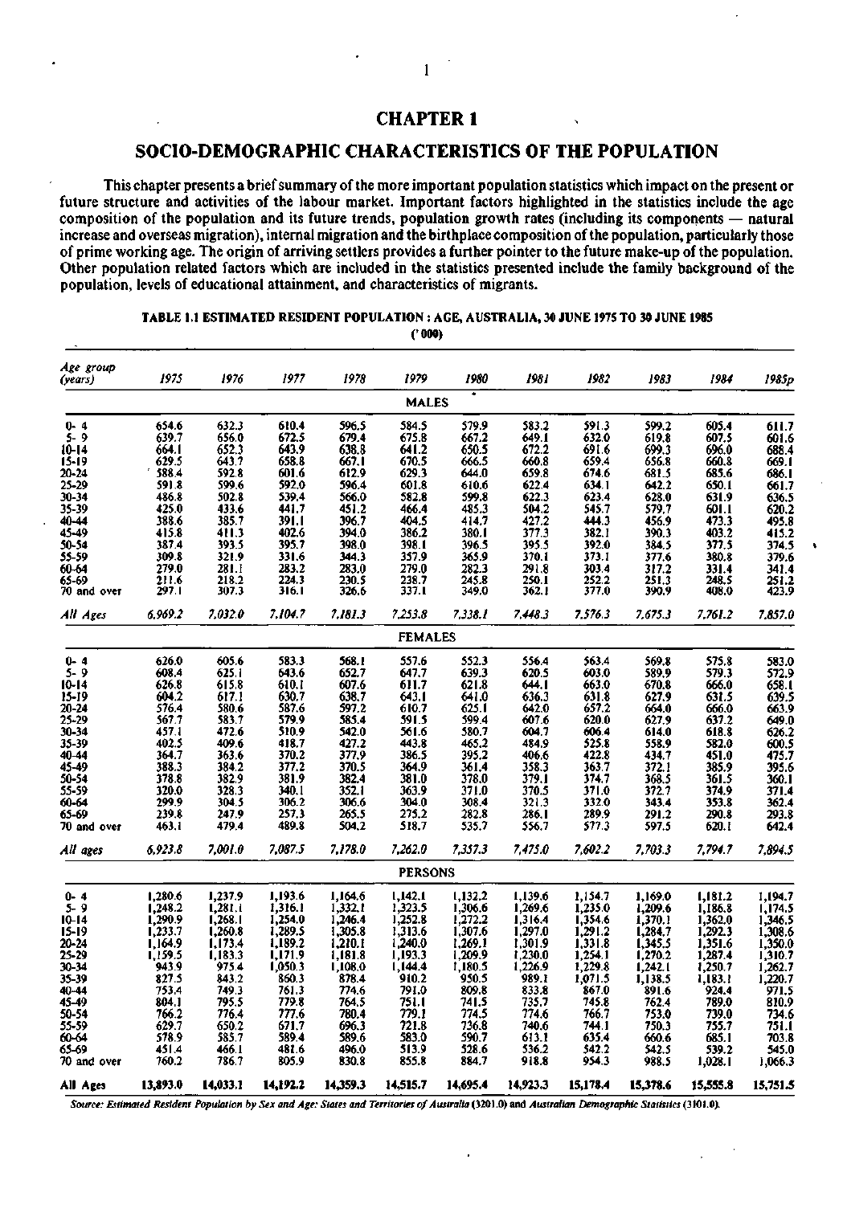# CHAPTER 1

## SOCIO-DEMOGRAPHIC CHARACTERISTICS OF THE POPULATION

This chapter presents a brief summary of the more important population statistics which impact on the present or future structure and activities of the labour market. Important factors highlighted in the statistics include the age composition of the population and its future trends, population growth rates (including its components — natural increase and overseas migration), internal migration and the birthplace composition of the population, particularly those of prime working age. The origin of arriving settlers provides a further pointer to the future make-up of the population. Other population related factors which are included in the statistics presented include the family background of the population, levels of educational attainment, and characteristics of migrants.

**TABLE 1.1 ESTIMATED RESIDENT POPULATION : AGE, AUSTRALIA, 30 JUNE 1975 TO 30 JUNE 1985**

**('000)**

| Age group (years) | 1975 | 1976 | 1977 | 1978 | 1979 | 1980 | 1981 | 1982 | 1983 | 1984 | 1985p |
|---|---|---|---|---|---|---|---|---|---|---|---|
| | | | | | | **MALES** | | | | | |
| 0- 4 | 654.6 | 632.3 | 610.4 | 596.5 | 584.5 | 579.9 | 583.2 | 591.3 | 599.2 | 605.4 | 611.7 |
| 5- 9 | 639.7 | 656.0 | 672.5 | 679.4 | 675.8 | 667.2 | 649.1 | 632.0 | 619.8 | 607.5 | 601.6 |
| 10-14 | 664.1 | 652.3 | 643.9 | 638.8 | 641.2 | 650.5 | 672.2 | 691.6 | 699.3 | 696.0 | 688.4 |
| 15-19 | 629.5 | 643.7 | 658.8 | 667.1 | 670.5 | 666.5 | 660.8 | 659.4 | 656.8 | 660.8 | 669.1 |
| 20-24 | 588.4 | 592.8 | 601.6 | 612.9 | 629.3 | 644.0 | 659.8 | 674.6 | 681.5 | 685.6 | 686.1 |
| 25-29 | 591.8 | 599.6 | 592.0 | 596.4 | 601.8 | 610.6 | 622.4 | 634.1 | 642.2 | 650.1 | 661.7 |
| 30-34 | 486.8 | 502.8 | 539.4 | 566.0 | 582.8 | 599.8 | 622.3 | 623.4 | 628.0 | 631.9 | 636.5 |
| 35-39 | 425.0 | 433.6 | 441.7 | 451.2 | 466.4 | 485.3 | 504.2 | 545.7 | 579.7 | 601.1 | 620.2 |
| 40-44 | 388.6 | 385.7 | 391.1 | 396.7 | 404.5 | 414.7 | 427.2 | 444.3 | 456.9 | 473.3 | 495.8 |
| 45-49 | 415.8 | 411.3 | 402.6 | 394.0 | 386.2 | 380.1 | 377.3 | 382.1 | 390.3 | 403.2 | 415.2 |
| 50-54 | 387.4 | 393.5 | 395.7 | 398.0 | 398.1 | 396.5 | 395.5 | 392.0 | 384.5 | 377.5 | 374.5 |
| 55-59 | 309.8 | 321.9 | 331.6 | 344.3 | 357.9 | 365.9 | 370.1 | 373.1 | 377.6 | 380.8 | 379.6 |
| 60-64 | 279.0 | 281.1 | 283.2 | 283.0 | 279.0 | 282.3 | 291.8 | 303.4 | 317.2 | 331.4 | 341.4 |
| 65-69 | 211.6 | 218.2 | 224.3 | 230.5 | 238.7 | 245.8 | 250.1 | 252.2 | 251.3 | 248.5 | 251.2 |
| 70 and over | 297.1 | 307.3 | 316.1 | 326.6 | 337.1 | 349.0 | 362.1 | 377.0 | 390.9 | 408.0 | 423.9 |
| *All Ages* | *6,969.2* | *7,032.0* | *7,104.7* | *7,181.3* | *7,253.8* | *7,338.1* | *7,448.3* | *7,576.3* | *7,675.3* | *7,761.2* | *7,857.0* |
| | | | | | **FEMALES** | | | | | | |
| 0- 4 | 626.0 | 605.6 | 583.3 | 568.1 | 557.6 | 552.3 | 556.4 | 563.4 | 569.8 | 575.8 | 583.0 |
| 5- 9 | 608.4 | 625.1 | 643.6 | 652.7 | 647.7 | 639.3 | 620.5 | 603.0 | 589.9 | 579.3 | 572.9 |
| 10-14 | 626.8 | 615.8 | 610.1 | 607.6 | 611.7 | 621.8 | 644.1 | 663.0 | 670.8 | 666.0 | 658.1 |
| 15-19 | 604.2 | 617.1 | 630.7 | 638.7 | 643.1 | 641.0 | 636.3 | 631.8 | 627.9 | 631.5 | 639.5 |
| 20-24 | 576.4 | 580.6 | 587.6 | 597.2 | 610.7 | 625.1 | 642.0 | 657.2 | 664.0 | 666.0 | 663.9 |
| 25-29 | 567.7 | 583.7 | 579.9 | 585.4 | 591.5 | 599.4 | 607.6 | 620.0 | 627.9 | 637.2 | 649.0 |
| 30-34 | 457.1 | 472.6 | 510.9 | 542.0 | 561.6 | 580.7 | 604.7 | 606.4 | 614.0 | 618.8 | 626.2 |
| 35-39 | 402.5 | 409.6 | 418.7 | 427.2 | 443.8 | 465.2 | 484.9 | 525.8 | 558.9 | 582.0 | 600.5 |
| 40-44 | 364.7 | 363.6 | 370.2 | 377.9 | 386.5 | 395.2 | 406.6 | 422.8 | 434.7 | 451.0 | 475.7 |
| 45-49 | 388.3 | 384.2 | 377.2 | 370.5 | 364.9 | 361.4 | 358.3 | 363.7 | 372.1 | 385.9 | 395.6 |
| 50-54 | 378.8 | 382.9 | 381.9 | 382.4 | 381.0 | 378.0 | 379.1 | 374.7 | 368.5 | 361.5 | 360.1 |
| 55-59 | 320.0 | 328.3 | 340.1 | 352.1 | 363.9 | 371.0 | 370.5 | 371.0 | 372.7 | 374.9 | 371.4 |
| 60-64 | 299.9 | 304.5 | 306.2 | 306.6 | 304.0 | 308.4 | 321.3 | 332.0 | 343.4 | 353.8 | 362.4 |
| 65-69 | 239.8 | 247.9 | 257.3 | 265.5 | 275.2 | 282.8 | 286.1 | 289.9 | 291.2 | 290.8 | 293.8 |
| 70 and over | 463.1 | 479.4 | 489.8 | 504.2 | 518.7 | 535.7 | 556.7 | 577.3 | 597.5 | 620.1 | 642.4 |
| *All ages* | *6,923.8* | *7,001.0* | *7,087.5* | *7,178.0* | *7,262.0* | *7,357.3* | *7,475.0* | *7,602.2* | *7,703.3* | *7,794.7* | *7,894.5* |
| | | | | | **PERSONS** | | | | | | |
| 0- 4 | 1,280.6 | 1,237.9 | 1,193.6 | 1,164.6 | 1,142.1 | 1,132.2 | 1,139.6 | 1,154.7 | 1,169.0 | 1,181.2 | 1,194.7 |
| 5- 9 | 1,248.2 | 1,281.1 | 1,316.1 | 1,332.1 | 1,323.5 | 1,306.6 | 1,269.6 | 1,235.0 | 1,209.6 | 1,186.8 | 1,174.5 |
| 10-14 | 1,290.9 | 1,268.1 | 1,254.0 | 1,246.4 | 1,252.8 | 1,272.2 | 1,316.4 | 1,354.6 | 1,370.1 | 1,362.0 | 1,346.5 |
| 15-19 | 1,233.7 | 1,260.8 | 1,289.5 | 1,305.8 | 1,313.6 | 1,307.6 | 1,297.0 | 1,291.2 | 1,284.7 | 1,292.3 | 1,308.6 |
| 20-24 | 1,164.9 | 1,173.4 | 1,189.2 | 1,210.1 | 1,240.0 | 1,269.1 | 1,301.9 | 1,331.8 | 1,345.5 | 1,351.6 | 1,350.0 |
| 25-29 | 1,159.5 | 1,183.3 | 1,171.9 | 1,181.8 | 1,193.3 | 1,209.9 | 1,230.0 | 1,254.1 | 1,270.2 | 1,287.4 | 1,310.7 |
| 30-34 | 943.9 | 975.4 | 1,050.3 | 1,108.0 | 1,144.4 | 1,180.5 | 1,226.9 | 1,229.8 | 1,242.1 | 1,250.7 | 1,262.7 |
| 35-39 | 827.5 | 843.2 | 860.3 | 878.4 | 910.2 | 950.5 | 989.1 | 1,071.5 | 1,138.5 | 1,183.1 | 1,220.7 |
| 40-44 | 753.4 | 749.3 | 761.3 | 774.6 | 791.0 | 809.8 | 833.8 | 867.0 | 891.6 | 924.4 | 971.5 |
| 45-49 | 804.1 | 795.5 | 779.8 | 764.5 | 751.1 | 741.5 | 735.7 | 745.8 | 762.4 | 789.0 | 810.9 |
| 50-54 | 766.2 | 776.4 | 777.6 | 780.4 | 779.1 | 774.5 | 774.6 | 766.7 | 753.0 | 739.0 | 734.6 |
| 55-59 | 629.7 | 650.2 | 671.7 | 696.3 | 721.8 | 736.8 | 740.6 | 744.1 | 750.3 | 755.7 | 751.1 |
| 60-64 | 578.9 | 585.7 | 589.4 | 589.6 | 583.0 | 590.7 | 613.1 | 635.4 | 660.6 | 685.1 | 703.8 |
| 65-69 | 451.4 | 466.1 | 481.6 | 496.0 | 513.9 | 528.6 | 536.2 | 542.2 | 542.5 | 539.2 | 545.0 |
| 70 and over | 760.2 | 786.7 | 805.9 | 830.8 | 855.8 | 884.7 | 918.8 | 954.3 | 988.5 | 1,028.1 | 1,066.3 |
| **All Ages** | **13,893.0** | **14,033.1** | **14,192.2** | **14,359.3** | **14,515.7** | **14,695.4** | **14,923.3** | **15,178.4** | **15,378.6** | **15,555.8** | **15,751.5** |

*Source: Estimated Resident Population by Sex and Age: States and Territories of Australia* (3201.0) and *Australian Demographic Statistics* (3101.0).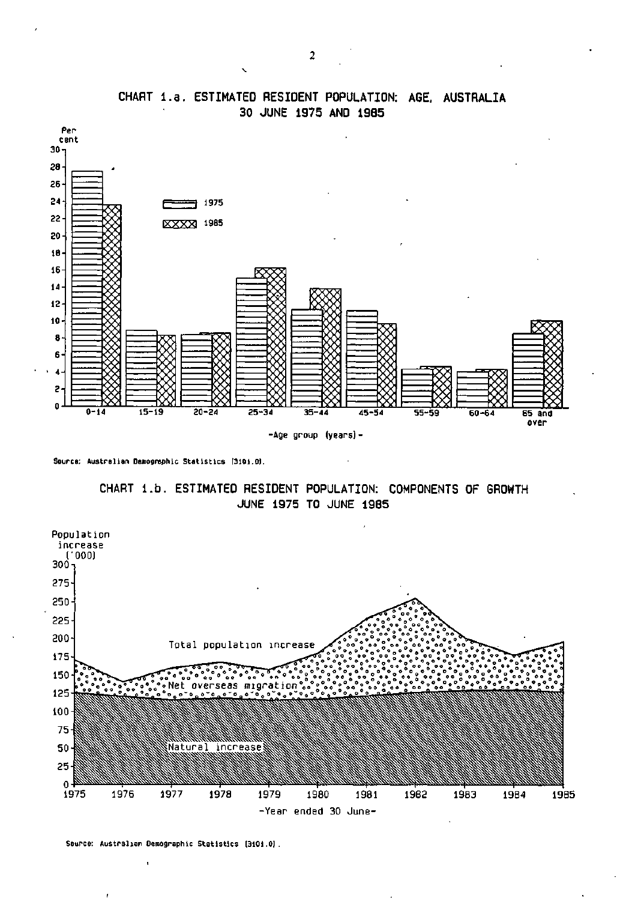CHART 1.a. ESTIMATED RESIDENT POPULATION: AGE, AUSTRALIA
30 JUNE 1975 AND 1985

Per cent

30
28
26
24
22
20
18
16
14
12
10
8
6
4
2
0

1975
1985

0-14
15-19
20-24
25-34
35-44
45-54
55-59
60-64
65 and over

-Age group (years)-

Source: Australian Demographic Statistics (3101.0).

CHART 1.b. ESTIMATED RESIDENT POPULATION: COMPONENTS OF GROWTH
JUNE 1975 TO JUNE 1985

Population increase ('000)

300
275
250
225
200
175
150
125
100
75
50
25
0

Total population increase

Net overseas migration

Natural increase

1975
1976
1977
1978
1979
1980
1981
1982
1983
1984
1985

-Year ended 30 June-

Source: Australian Demographic Statistics (3101.0).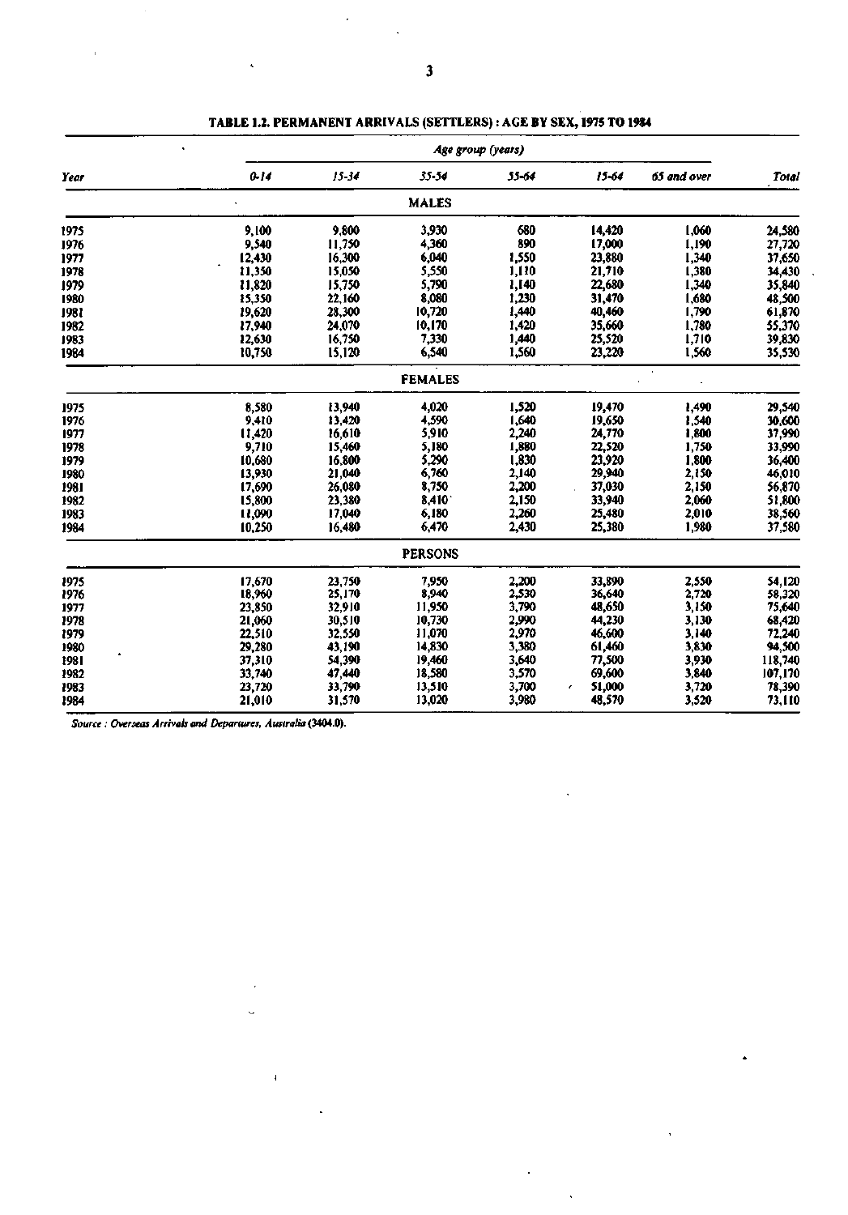**TABLE 1.2. PERMANENT ARRIVALS (SETTLERS) : AGE BY SEX, 1975 TO 1984**

| Year | Age group (years) | | | | | | |
|---|---|---|---|---|---|---|---|
| | 0-14 | 15-34 | 35-54 | 55-64 | 15-64 | 65 and over | Total |
| | | | MALES | | | | |
| 1975 | 9,100 | 9,800 | 3,930 | 680 | 14,420 | 1,060 | 24,580 |
| 1976 | 9,540 | 11,750 | 4,360 | 890 | 17,000 | 1,190 | 27,720 |
| 1977 | 12,430 | 16,300 | 6,040 | 1,550 | 23,880 | 1,340 | 37,650 |
| 1978 | 11,350 | 15,050 | 5,550 | 1,110 | 21,710 | 1,380 | 34,430 |
| 1979 | 11,820 | 15,750 | 5,790 | 1,140 | 22,680 | 1,340 | 35,840 |
| 1980 | 15,350 | 22,160 | 8,080 | 1,230 | 31,470 | 1,680 | 48,500 |
| 1981 | 19,620 | 28,300 | 10,720 | 1,440 | 40,460 | 1,790 | 61,870 |
| 1982 | 17,940 | 24,070 | 10,170 | 1,420 | 35,660 | 1,780 | 55,370 |
| 1983 | 12,630 | 16,750 | 7,330 | 1,440 | 25,520 | 1,710 | 39,830 |
| 1984 | 10,750 | 15,120 | 6,540 | 1,560 | 23,220 | 1,560 | 35,530 |
| | | | FEMALES | | | | |
| 1975 | 8,580 | 13,940 | 4,020 | 1,520 | 19,470 | 1,490 | 29,540 |
| 1976 | 9,410 | 13,420 | 4,590 | 1,640 | 19,650 | 1,540 | 30,600 |
| 1977 | 11,420 | 16,610 | 5,910 | 2,240 | 24,770 | 1,800 | 37,990 |
| 1978 | 9,710 | 15,460 | 5,180 | 1,880 | 22,520 | 1,750 | 33,990 |
| 1979 | 10,680 | 16,800 | 5,290 | 1,830 | 23,920 | 1,800 | 36,400 |
| 1980 | 13,930 | 21,040 | 6,760 | 2,140 | 29,940 | 2,150 | 46,010 |
| 1981 | 17,690 | 26,080 | 8,750 | 2,200 | 37,030 | 2,150 | 56,870 |
| 1982 | 15,800 | 23,380 | 8,410 | 2,150 | 33,940 | 2,060 | 51,800 |
| 1983 | 11,090 | 17,040 | 6,180 | 2,260 | 25,480 | 2,010 | 38,560 |
| 1984 | 10,250 | 16,480 | 6,470 | 2,430 | 25,380 | 1,980 | 37,580 |
| | | | PERSONS | | | | |
| 1975 | 17,670 | 23,750 | 7,950 | 2,200 | 33,890 | 2,550 | 54,120 |
| 1976 | 18,960 | 25,170 | 8,940 | 2,530 | 36,640 | 2,720 | 58,320 |
| 1977 | 23,850 | 32,910 | 11,950 | 3,790 | 48,650 | 3,150 | 75,640 |
| 1978 | 21,060 | 30,510 | 10,730 | 2,990 | 44,230 | 3,130 | 68,420 |
| 1979 | 22,510 | 32,550 | 11,070 | 2,970 | 46,600 | 3,140 | 72,240 |
| 1980 | 29,280 | 43,190 | 14,830 | 3,380 | 61,460 | 3,830 | 94,500 |
| 1981 | 37,310 | 54,390 | 19,460 | 3,640 | 77,500 | 3,930 | 118,740 |
| 1982 | 33,740 | 47,440 | 18,580 | 3,570 | 69,600 | 3,840 | 107,170 |
| 1983 | 23,720 | 33,790 | 13,510 | 3,700 | 51,000 | 3,720 | 78,390 |
| 1984 | 21,010 | 31,570 | 13,020 | 3,980 | 48,570 | 3,520 | 73,110 |

*Source : Overseas Arrivals and Departures, Australia (3404.0).*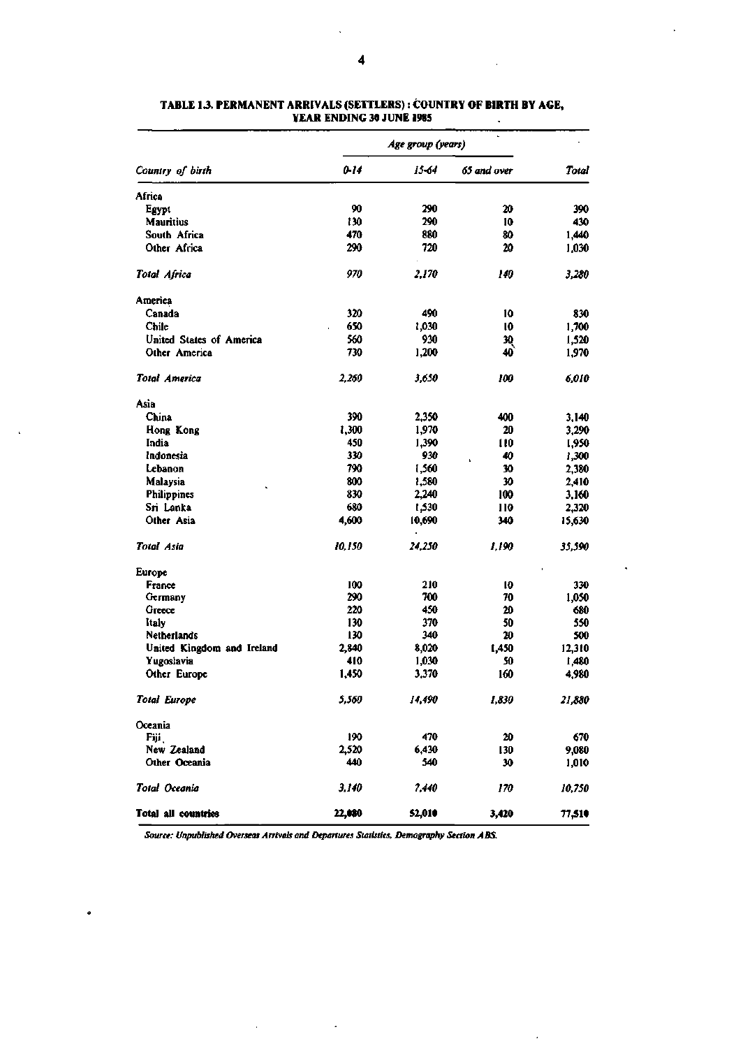**TABLE 1.3. PERMANENT ARRIVALS (SETTLERS) : COUNTRY OF BIRTH BY AGE, YEAR ENDING 30 JUNE 1985**

| Country of birth | Age group (years) | | | |
|---|---|---|---|---|
| | 0-14 | 15-64 | 65 and over | Total |
| Africa | | | | |
| Egypt | 90 | 290 | 20 | 390 |
| Mauritius | 130 | 290 | 10 | 430 |
| South Africa | 470 | 880 | 80 | 1,440 |
| Other Africa | 290 | 720 | 20 | 1,030 |
| *Total Africa* | *970* | *2,170* | *140* | *3,280* |
| America | | | | |
| Canada | 320 | 490 | 10 | 830 |
| Chile | 650 | 1,030 | 10 | 1,700 |
| United States of America | 560 | 930 | 30 | 1,520 |
| Other America | 730 | 1,200 | 40 | 1,970 |
| *Total America* | *2,260* | *3,650* | *100* | *6,010* |
| Asia | | | | |
| China | 390 | 2,350 | 400 | 3,140 |
| Hong Kong | 1,300 | 1,970 | 20 | 3,290 |
| India | 450 | 1,390 | 110 | 1,950 |
| Indonesia | 330 | 930 | 40 | 1,300 |
| Lebanon | 790 | 1,560 | 30 | 2,380 |
| Malaysia | 800 | 1,580 | 30 | 2,410 |
| Philippines | 830 | 2,240 | 100 | 3,160 |
| Sri Lanka | 680 | 1,530 | 110 | 2,320 |
| Other Asia | 4,600 | 10,690 | 340 | 15,630 |
| *Total Asia* | *10,150* | *24,250* | *1,190* | *35,590* |
| Europe | | | | |
| France | 100 | 210 | 10 | 330 |
| Germany | 290 | 700 | 70 | 1,050 |
| Greece | 220 | 450 | 20 | 680 |
| Italy | 130 | 370 | 50 | 550 |
| Netherlands | 130 | 340 | 20 | 500 |
| United Kingdom and Ireland | 2,840 | 8,020 | 1,450 | 12,310 |
| Yugoslavia | 410 | 1,030 | 50 | 1,480 |
| Other Europe | 1,450 | 3,370 | 160 | 4,980 |
| *Total Europe* | *5,560* | *14,490* | *1,830* | *21,880* |
| Oceania | | | | |
| Fiji | 190 | 470 | 20 | 670 |
| New Zealand | 2,520 | 6,430 | 130 | 9,080 |
| Other Oceania | 440 | 540 | 30 | 1,010 |
| *Total Oceania* | *3,140* | *7,440* | *170* | *10,750* |
| **Total all countries** | **22,080** | **52,010** | **3,420** | **77,510** |

*Source: Unpublished Overseas Arrivals and Departures Statistics, Demography Section ABS.*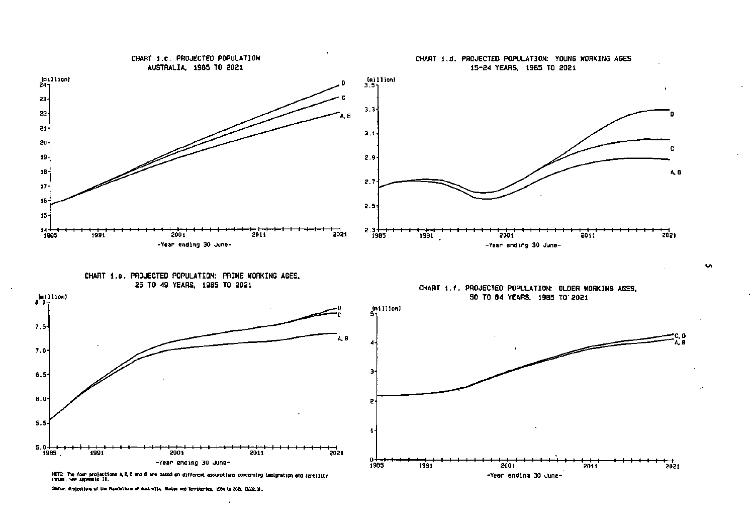CHART 1.c. PROJECTED POPULATION
AUSTRALIA, 1985 TO 2021

(million)

24
23
22
21
20
19
18
17
16
15
14

D
C
A, B

1985 1991 2001 2011 2021

-Year ending 30 June-

CHART 1.d. PROJECTED POPULATION: YOUNG WORKING AGES
15-24 YEARS, 1985 TO 2021

(million)

3.5
3.3
3.1
2.9
2.7
2.5
2.3

D
C
A, B

1985 1991 2001 2011 2021

-Year ending 30 June-

CHART 1.e. PROJECTED POPULATION: PRIME WORKING AGES,
25 TO 49 YEARS, 1985 TO 2021

(million)

8.0
7.5
7.0
6.5
6.0
5.5
5.0

D
C
A, B

1985 1991 2001 2011 2021

-Year ending 30 June-

CHART 1.f. PROJECTED POPULATION: OLDER WORKING AGES,
50 TO 64 YEARS, 1985 TO 2021

(million)

5
4
3
2
1
0

C, D
A, B

1985 1991 2001 2011 2021

-Year ending 30 June-

NOTE: The four projections A, B, C and D are based on different assumptions concerning immigration and fertility rates. See Appendix II.

Source: Projections of the Populations of Australia, States and Territories, 1984 to 2021 (3222.0).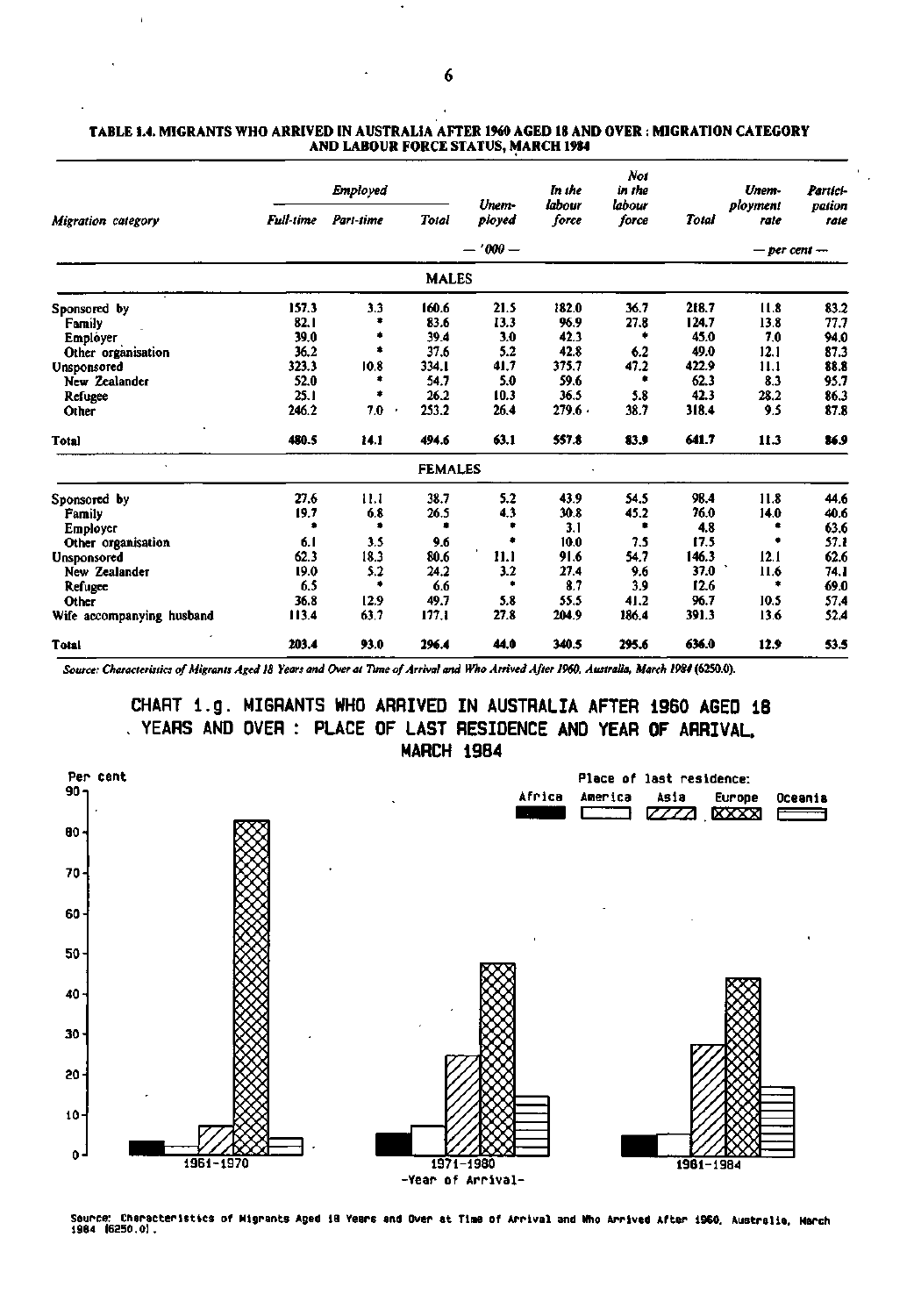**TABLE 1.4. MIGRANTS WHO ARRIVED IN AUSTRALIA AFTER 1960 AGED 18 AND OVER : MIGRATION CATEGORY AND LABOUR FORCE STATUS, MARCH 1984**

| Migration category | Employed | | | Unemployed | In the labour force | Not in the labour force | Total | Unemployment rate | Participation rate |
|---|---|---|---|---|---|---|---|---|---|
| | Full-time | Part-time | Total | | | | | | |
| | — '000 — | | | | | | | — per cent — | |
| **MALES** | | | | | | | | | |
| Sponsored by | 157.3 | 3.3 | 160.6 | 21.5 | 182.0 | 36.7 | 218.7 | 11.8 | 83.2 |
| Family | 82.1 | * | 83.6 | 13.3 | 96.9 | 27.8 | 124.7 | 13.8 | 77.7 |
| Employer | 39.0 | * | 39.4 | 3.0 | 42.3 | * | 45.0 | 7.0 | 94.0 |
| Other organisation | 36.2 | * | 37.6 | 5.2 | 42.8 | 6.2 | 49.0 | 12.1 | 87.3 |
| Unsponsored | 323.3 | 10.8 | 334.1 | 41.7 | 375.7 | 47.2 | 422.9 | 11.1 | 88.8 |
| New Zealander | 52.0 | * | 54.7 | 5.0 | 59.6 | * | 62.3 | 8.3 | 95.7 |
| Refugee | 25.1 | * | 26.2 | 10.3 | 36.5 | 5.8 | 42.3 | 28.2 | 86.3 |
| Other | 246.2 | 7.0 | 253.2 | 26.4 | 279.6 | 38.7 | 318.4 | 9.5 | 87.8 |
| **Total** | **480.5** | **14.1** | **494.6** | **63.1** | **557.8** | **83.9** | **641.7** | **11.3** | **86.9** |
| **FEMALES** | | | | | | | | | |
| Sponsored by | 27.6 | 11.1 | 38.7 | 5.2 | 43.9 | 54.5 | 98.4 | 11.8 | 44.6 |
| Family | 19.7 | 6.8 | 26.5 | 4.3 | 30.8 | 45.2 | 76.0 | 14.0 | 40.6 |
| Employer | * | * | * | * | 3.1 | * | 4.8 | * | 63.6 |
| Other organisation | 6.1 | 3.5 | 9.6 | * | 10.0 | 7.5 | 17.5 | * | 57.1 |
| Unsponsored | 62.3 | 18.3 | 80.6 | 11.1 | 91.6 | 54.7 | 146.3 | 12.1 | 62.6 |
| New Zealander | 19.0 | 5.2 | 24.2 | 3.2 | 27.4 | 9.6 | 37.0 | 11.6 | 74.1 |
| Refugee | 6.5 | * | 6.6 | * | 8.7 | 3.9 | 12.6 | * | 69.0 |
| Other | 36.8 | 12.9 | 49.7 | 5.8 | 55.5 | 41.2 | 96.7 | 10.5 | 57.4 |
| Wife accompanying husband | 113.4 | 63.7 | 177.1 | 27.8 | 204.9 | 186.4 | 391.3 | 13.6 | 52.4 |
| **Total** | **203.4** | **93.0** | **296.4** | **44.0** | **340.5** | **295.6** | **636.0** | **12.9** | **53.5** |

*Source: Characteristics of Migrants Aged 18 Years and Over at Time of Arrival and Who Arrived After 1960, Australia, March 1984 (6250.0).*

**CHART 1.g. MIGRANTS WHO ARRIVED IN AUSTRALIA AFTER 1960 AGED 18 YEARS AND OVER : PLACE OF LAST RESIDENCE AND YEAR OF ARRIVAL, MARCH 1984**

Per cent

90
80
70
60
50
40
30
20
10
0

Place of last residence:
Africa
America
Asia
Europe
Oceania

1961-1970
1971-1980
1981-1984

-Year of Arrival-

Source: Characteristics of Migrants Aged 18 Years and Over at Time of Arrival and Who Arrived After 1960, Australia, March 1984 (6250.0).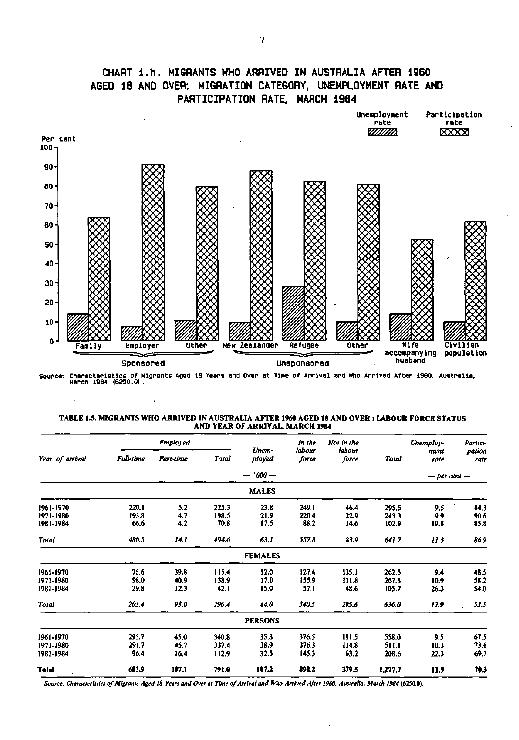## CHART 1.h. MIGRANTS WHO ARRIVED IN AUSTRALIA AFTER 1960 AGED 18 AND OVER: MIGRATION CATEGORY, UNEMPLOYMENT RATE AND PARTICIPATION RATE, MARCH 1984

Unemployment rate

Participation rate

Per cent

100

90

80

70

60

50

40

30

20

10

0

Family

Employer

Other

New Zealander

Refugee

Other

Wife accompanying husband

Civilian population

Sponsored

Unsponsored

Source: Characteristics of Migrants Aged 18 Years and Over at Time of Arrival and Who Arrived After 1960, Australia, March 1984 (6250.0).

### TABLE 1.5. MIGRANTS WHO ARRIVED IN AUSTRALIA AFTER 1960 AGED 18 AND OVER : LABOUR FORCE STATUS AND YEAR OF ARRIVAL, MARCH 1984

| Year of arrival | Employed | | | Unemployed | In the labour force | Not in the labour force | Total | Unemployment rate | Participation rate |
|---|---|---|---|---|---|---|---|---|---|
| | Full-time | Part-time | Total | | | | | | |
| | — '000 — | | | | | | | — per cent — | |
| **MALES** | | | | | | | | | |
| 1961-1970 | 220.1 | 5.2 | 225.3 | 23.8 | 249.1 | 46.4 | 295.5 | 9.5 | 84.3 |
| 1971-1980 | 193.8 | 4.7 | 198.5 | 21.9 | 220.4 | 22.9 | 243.3 | 9.9 | 90.6 |
| 1981-1984 | 66.6 | 4.2 | 70.8 | 17.5 | 88.2 | 14.6 | 102.9 | 19.8 | 85.8 |
| *Total* | *480.5* | *14.1* | *494.6* | *63.1* | *557.8* | *83.9* | *641.7* | *11.3* | *86.9* |
| **FEMALES** | | | | | | | | | |
| 1961-1970 | 75.6 | 39.8 | 115.4 | 12.0 | 127.4 | 135.1 | 262.5 | 9.4 | 48.5 |
| 1971-1980 | 98.0 | 40.9 | 138.9 | 17.0 | 155.9 | 111.8 | 267.8 | 10.9 | 58.2 |
| 1981-1984 | 29.8 | 12.3 | 42.1 | 15.0 | 57.1 | 48.6 | 105.7 | 26.3 | 54.0 |
| *Total* | *203.4* | *93.0* | *296.4* | *44.0* | *340.5* | *295.6* | *636.0* | *12.9* | *53.5* |
| **PERSONS** | | | | | | | | | |
| 1961-1970 | 295.7 | 45.0 | 340.8 | 35.8 | 376.5 | 181.5 | 558.0 | 9.5 | 67.5 |
| 1971-1980 | 291.7 | 45.7 | 337.4 | 38.9 | 376.3 | 134.8 | 511.1 | 10.3 | 73.6 |
| 1981-1984 | 96.4 | 16.4 | 112.9 | 32.5 | 145.3 | 63.2 | 208.6 | 22.3 | 69.7 |
| **Total** | **683.9** | **107.1** | **791.0** | **107.2** | **898.2** | **379.5** | **1,277.7** | **11.9** | **70.3** |

*Source: Characteristics of Migrants Aged 18 Years and Over at Time of Arrival and Who Arrived After 1960, Australia, March 1984 (6250.0).*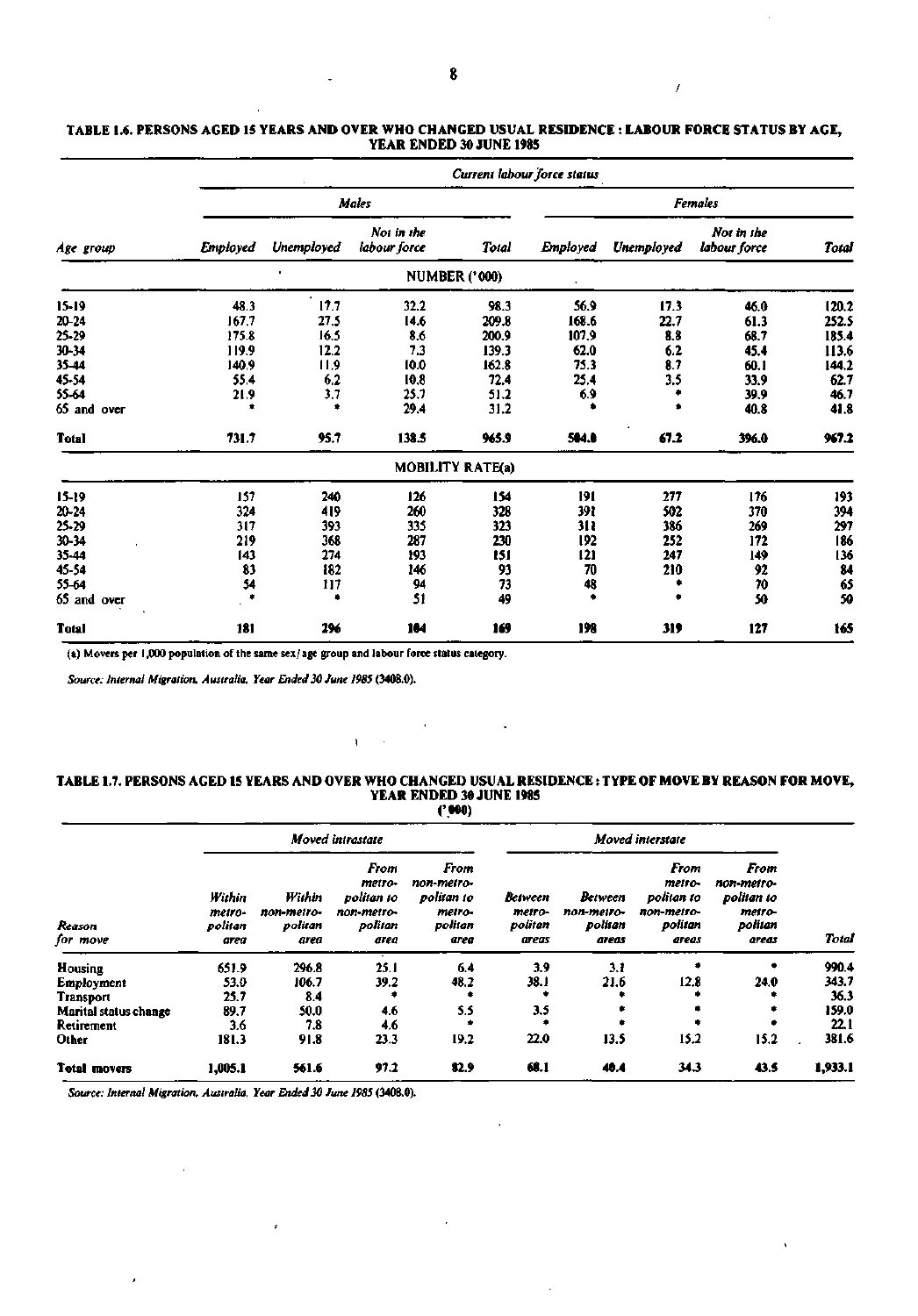**TABLE 1.6. PERSONS AGED 15 YEARS AND OVER WHO CHANGED USUAL RESIDENCE : LABOUR FORCE STATUS BY AGE, YEAR ENDED 30 JUNE 1985**

| | Current labour force status | | | | | | | |
|---|---|---|---|---|---|---|---|---|
| | Males | | | | Females | | | |
| Age group | Employed | Unemployed | Not in the labour force | Total | Employed | Unemployed | Not in the labour force | Total |
| | NUMBER ('000) | | | | | | | |
| 15-19 | 48.3 | 17.7 | 32.2 | 98.3 | 56.9 | 17.3 | 46.0 | 120.2 |
| 20-24 | 167.7 | 27.5 | 14.6 | 209.8 | 168.6 | 22.7 | 61.3 | 252.5 |
| 25-29 | 175.8 | 16.5 | 8.6 | 200.9 | 107.9 | 8.8 | 68.7 | 185.4 |
| 30-34 | 119.9 | 12.2 | 7.3 | 139.3 | 62.0 | 6.2 | 45.4 | 113.6 |
| 35-44 | 140.9 | 11.9 | 10.0 | 162.8 | 75.3 | 8.7 | 60.1 | 144.2 |
| 45-54 | 55.4 | 6.2 | 10.8 | 72.4 | 25.4 | 3.5 | 33.9 | 62.7 |
| 55-64 | 21.9 | 3.7 | 25.7 | 51.2 | 6.9 | * | 39.9 | 46.7 |
| 65 and over | * | * | 29.4 | 31.2 | * | * | 40.8 | 41.8 |
| **Total** | **731.7** | **95.7** | **138.5** | **965.9** | **504.0** | **67.2** | **396.0** | **967.2** |
| | MOBILITY RATE(a) | | | | | | | |
| 15-19 | 157 | 240 | 126 | 154 | 191 | 277 | 176 | 193 |
| 20-24 | 324 | 419 | 260 | 328 | 391 | 502 | 370 | 394 |
| 25-29 | 317 | 393 | 335 | 323 | 311 | 386 | 269 | 297 |
| 30-34 | 219 | 368 | 287 | 230 | 192 | 252 | 172 | 186 |
| 35-44 | 143 | 274 | 193 | 151 | 121 | 247 | 149 | 136 |
| 45-54 | 83 | 182 | 146 | 93 | 70 | 210 | 92 | 84 |
| 55-64 | 54 | 117 | 94 | 73 | 48 | * | 70 | 65 |
| 65 and over | * | * | 51 | 49 | * | * | 50 | 50 |
| **Total** | **181** | **296** | **104** | **169** | **198** | **319** | **127** | **165** |

(a) Movers per 1,000 population of the same sex/age group and labour force status category.

*Source: Internal Migration, Australia, Year Ended 30 June 1985 (3408.0).*

**TABLE 1.7. PERSONS AGED 15 YEARS AND OVER WHO CHANGED USUAL RESIDENCE : TYPE OF MOVE BY REASON FOR MOVE, YEAR ENDED 30 JUNE 1985**
**('000)**

| | Moved intrastate | | | | Moved interstate | | | | |
|---|---|---|---|---|---|---|---|---|---|
| Reason for move | Within metro-politan area | Within non-metro-politan area | From metro-politan to non-metro-politan area | From non-metro-politan to metro-politan area | Between metro-politan areas | Between non-metro-politan areas | From metro-politan to non-metro-politan areas | From non-metro-politan to metro-politan areas | Total |
| Housing | 651.9 | 296.8 | 25.1 | 6.4 | 3.9 | 3.1 | * | * | 990.4 |
| Employment | 53.0 | 106.7 | 39.2 | 48.2 | 38.1 | 21.6 | 12.8 | 24.0 | 343.7 |
| Transport | 25.7 | 8.4 | * | * | * | * | * | * | 36.3 |
| Marital status change | 89.7 | 50.0 | 4.6 | 5.5 | 3.5 | * | * | * | 159.0 |
| Retirement | 3.6 | 7.8 | 4.6 | * | * | * | * | * | 22.1 |
| Other | 181.3 | 91.8 | 23.3 | 19.2 | 22.0 | 13.5 | 15.2 | 15.2 | 381.6 |
| **Total movers** | **1,005.1** | **561.6** | **97.2** | **82.9** | **68.1** | **40.4** | **34.3** | **43.5** | **1,933.1** |

*Source: Internal Migration, Australia, Year Ended 30 June 1985 (3408.0).*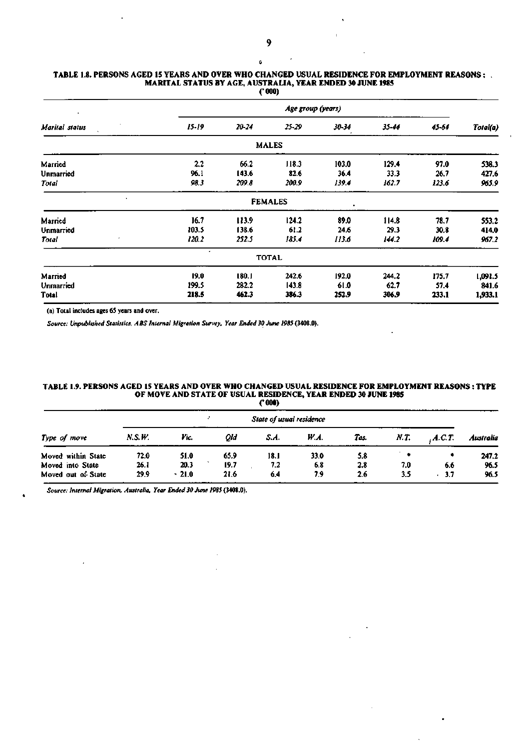**TABLE 1.8. PERSONS AGED 15 YEARS AND OVER WHO CHANGED USUAL RESIDENCE FOR EMPLOYMENT REASONS : MARITAL STATUS BY AGE, AUSTRALIA, YEAR ENDED 30 JUNE 1985**

('000)

| Marital status | Age group (years) | | | | | | |
|---|---|---|---|---|---|---|---|
| | 15-19 | 20-24 | 25-29 | 30-34 | 35-44 | 45-64 | Total(a) |
| | | | MALES | | | | |
| Married | 2.2 | 66.2 | 118.3 | 103.0 | 129.4 | 97.0 | 538.3 |
| Unmarried | 96.1 | 143.6 | 82.6 | 36.4 | 33.3 | 26.7 | 427.6 |
| *Total* | *98.3* | *209.8* | *200.9* | *139.4* | *162.7* | *123.6* | *965.9* |
| | | | FEMALES | | | | |
| Married | 16.7 | 113.9 | 124.2 | 89.0 | 114.8 | 78.7 | 553.2 |
| Unmarried | 103.5 | 138.6 | 61.2 | 24.6 | 29.3 | 30.8 | 414.0 |
| *Total* | *120.2* | *252.5* | *185.4* | *113.6* | *144.2* | *109.4* | *967.2* |
| | | | TOTAL | | | | |
| Married | 19.0 | 180.1 | 242.6 | 192.0 | 244.2 | 175.7 | 1,091.5 |
| Unmarried | 199.5 | 282.2 | 143.8 | 61.0 | 62.7 | 57.4 | 841.6 |
| **Total** | **218.5** | **462.3** | **386.3** | **252.9** | **306.9** | **233.1** | **1,933.1** |

(a) Total includes ages 65 years and over.

*Source: Unpublished Statistics, ABS Internal Migration Survey, Year Ended 30 June 1985 (3408.0).*

**TABLE 1.9. PERSONS AGED 15 YEARS AND OVER WHO CHANGED USUAL RESIDENCE FOR EMPLOYMENT REASONS : TYPE OF MOVE AND STATE OF USUAL RESIDENCE, YEAR ENDED 30 JUNE 1985**

('000)

| Type of move | State of usual residence | | | | | | | | Australia |
|---|---|---|---|---|---|---|---|---|---|
| | N.S.W. | Vic. | Qld | S.A. | W.A. | Tas. | N.T. | A.C.T. | |
| Moved within State | 72.0 | 51.0 | 65.9 | 18.1 | 33.0 | 5.8 | * | * | 247.2 |
| Moved into State | 26.1 | 20.3 | 19.7 | 7.2 | 6.8 | 2.8 | 7.0 | 6.6 | 96.5 |
| Moved out of State | 29.9 | 21.0 | 21.6 | 6.4 | 7.9 | 2.6 | 3.5 | 3.7 | 96.5 |

*Source: Internal Migration, Australia, Year Ended 30 June 1985 (3408.0).*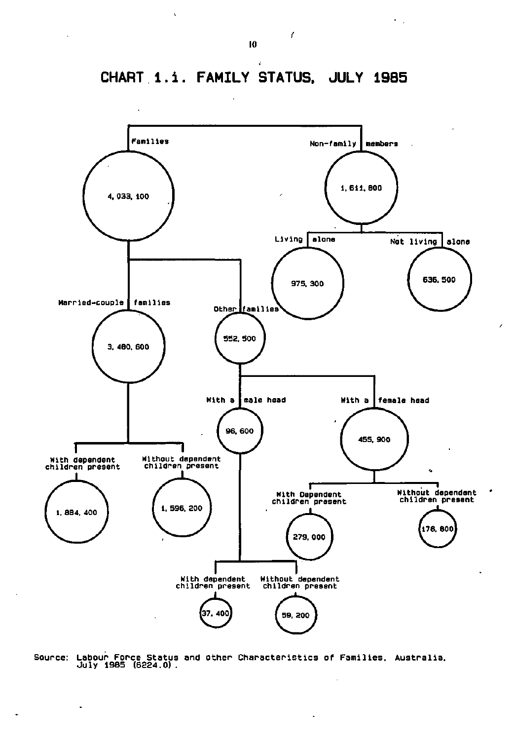# CHART 1.i. FAMILY STATUS, JULY 1985

Families

4,033,100

Non-family members

1,611,800

Living alone

975,300

Not living alone

636,500

Married-couple families

3,480,600

Other families

552,500

With a male head

96,600

With a female head

455,900

With dependent children present

1,884,400

Without dependent children present

1,596,200

With Dependent children present

279,000

Without dependent children present

176,800

With dependent children present

37,400

Without dependent children present

59,200

Source: Labour Force Status and other Characteristics of Families, Australia, July 1985 (6224.0).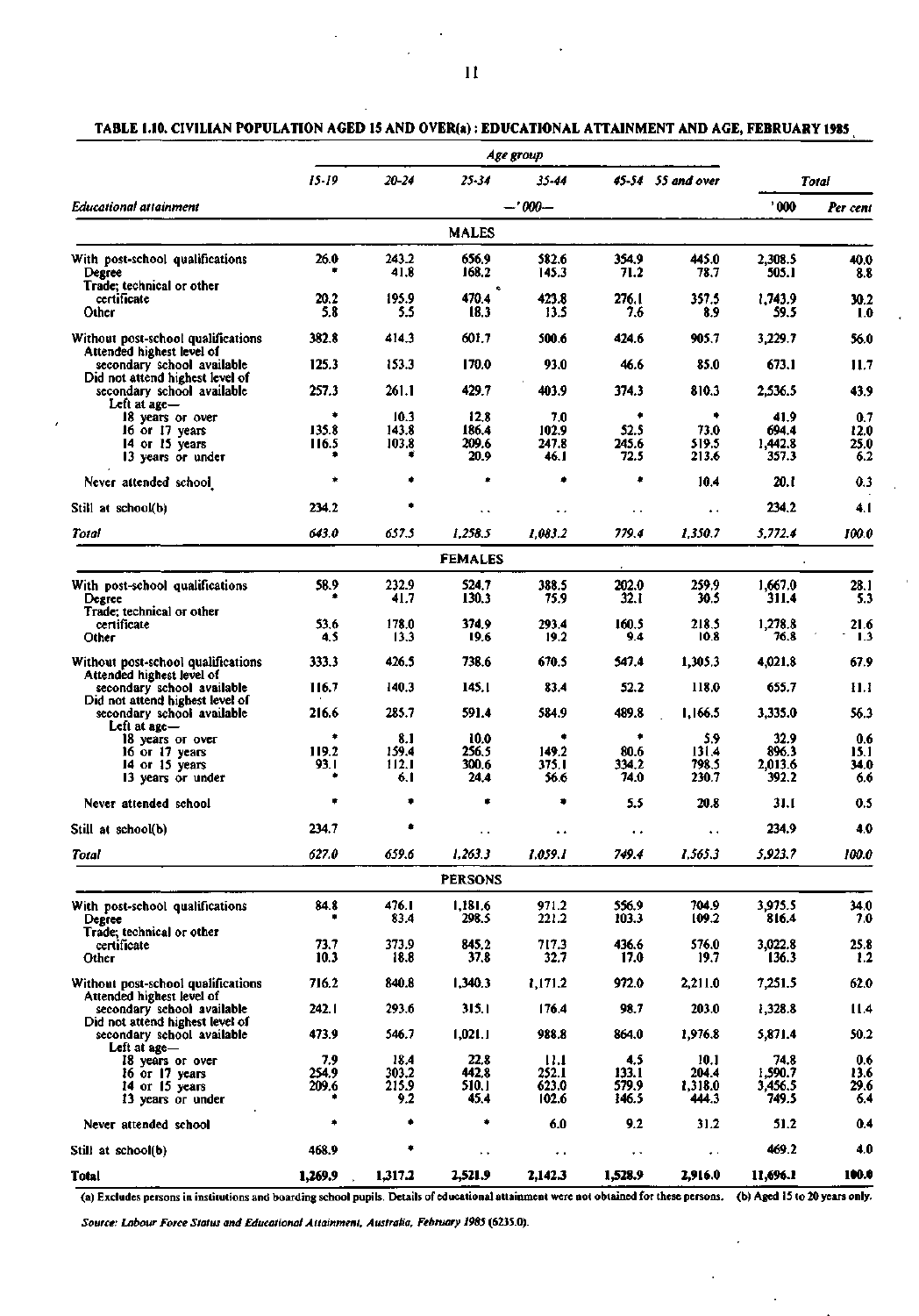**TABLE 1.10. CIVILIAN POPULATION AGED 15 AND OVER(a) : EDUCATIONAL ATTAINMENT AND AGE, FEBRUARY 1985**

| Educational attainment | 15-19 | 20-24 | 25-34 | 35-44 | 45-54 | 55 and over | Total '000 | Total Per cent |
|---|---|---|---|---|---|---|---|---|
| | —'000— | | | | | | | |
| **MALES** | | | | | | | | |
| With post-school qualifications | 26.0 | 243.2 | 656.9 | 582.6 | 354.9 | 445.0 | 2,308.5 | 40.0 |
| Degree | * | 41.8 | 168.2 | 145.3 | 71.2 | 78.7 | 505.1 | 8.8 |
| Trade; technical or other certificate | 20.2 | 195.9 | 470.4 | 423.8 | 276.1 | 357.5 | 1,743.9 | 30.2 |
| Other | 5.8 | 5.5 | 18.3 | 13.5 | 7.6 | 8.9 | 59.5 | 1.0 |
| Without post-school qualifications | 382.8 | 414.3 | 601.7 | 500.6 | 424.6 | 905.7 | 3,229.7 | 56.0 |
| Attended highest level of secondary school available | 125.3 | 153.3 | 170.0 | 93.0 | 46.6 | 85.0 | 673.1 | 11.7 |
| Did not attend highest level of secondary school available | 257.3 | 261.1 | 429.7 | 403.9 | 374.3 | 810.3 | 2,536.5 | 43.9 |
| Left at age— | | | | | | | | |
| 18 years or over | * | 10.3 | 12.8 | 7.0 | * | * | 41.9 | 0.7 |
| 16 or 17 years | 135.8 | 143.8 | 186.4 | 102.9 | 52.5 | 73.0 | 694.4 | 12.0 |
| 14 or 15 years | 116.5 | 103.8 | 209.6 | 247.8 | 245.6 | 519.5 | 1,442.8 | 25.0 |
| 13 years or under | * | * | 20.9 | 46.1 | 72.5 | 213.6 | 357.3 | 6.2 |
| Never attended school | * | * | * | * | * | 10.4 | 20.1 | 0.3 |
| Still at school(b) | 234.2 | * | . . | . . | . . | . . | 234.2 | 4.1 |
| *Total* | *643.0* | *657.5* | *1,258.5* | *1,083.2* | *779.4* | *1,350.7* | *5,772.4* | *100.0* |
| **FEMALES** | | | | | | | | |
| With post-school qualifications | 58.9 | 232.9 | 524.7 | 388.5 | 202.0 | 259.9 | 1,667.0 | 28.1 |
| Degree | * | 41.7 | 130.3 | 75.9 | 32.1 | 30.5 | 311.4 | 5.3 |
| Trade; technical or other certificate | 53.6 | 178.0 | 374.9 | 293.4 | 160.5 | 218.5 | 1,278.8 | 21.6 |
| Other | 4.5 | 13.3 | 19.6 | 19.2 | 9.4 | 10.8 | 76.8 | 1.3 |
| Without post-school qualifications | 333.3 | 426.5 | 738.6 | 670.5 | 547.4 | 1,305.3 | 4,021.8 | 67.9 |
| Attended highest level of secondary school available | 116.7 | 140.3 | 145.1 | 83.4 | 52.2 | 118.0 | 655.7 | 11.1 |
| Did not attend highest level of secondary school available | 216.6 | 285.7 | 591.4 | 584.9 | 489.8 | 1,166.5 | 3,335.0 | 56.3 |
| Left at age— | | | | | | | | |
| 18 years or over | * | 8.1 | 10.0 | * | * | 5.9 | 32.9 | 0.6 |
| 16 or 17 years | 119.2 | 159.4 | 256.5 | 149.2 | 80.6 | 131.4 | 896.3 | 15.1 |
| 14 or 15 years | 93.1 | 112.1 | 300.6 | 375.1 | 334.2 | 798.5 | 2,013.6 | 34.0 |
| 13 years or under | * | 6.1 | 24.4 | 56.6 | 74.0 | 230.7 | 392.2 | 6.6 |
| Never attended school | * | * | * | * | 5.5 | 20.8 | 31.1 | 0.5 |
| Still at school(b) | 234.7 | * | . . | . . | . . | . . | 234.9 | 4.0 |
| *Total* | *627.0* | *659.6* | *1,263.3* | *1,059.1* | *749.4* | *1,565.3* | *5,923.7* | *100.0* |
| **PERSONS** | | | | | | | | |
| With post-school qualifications | 84.8 | 476.1 | 1,181.6 | 971.2 | 556.9 | 704.9 | 3,975.5 | 34.0 |
| Degree | * | 83.4 | 298.5 | 221.2 | 103.3 | 109.2 | 816.4 | 7.0 |
| Trade; technical or other certificate | 73.7 | 373.9 | 845.2 | 717.3 | 436.6 | 576.0 | 3,022.8 | 25.8 |
| Other | 10.3 | 18.8 | 37.8 | 32.7 | 17.0 | 19.7 | 136.3 | 1.2 |
| Without post-school qualifications | 716.2 | 840.8 | 1,340.3 | 1,171.2 | 972.0 | 2,211.0 | 7,251.5 | 62.0 |
| Attended highest level of secondary school available | 242.1 | 293.6 | 315.1 | 176.4 | 98.7 | 203.0 | 1,328.8 | 11.4 |
| Did not attend highest level of secondary school available | 473.9 | 546.7 | 1,021.1 | 988.8 | 864.0 | 1,976.8 | 5,871.4 | 50.2 |
| Left at age— | | | | | | | | |
| 18 years or over | 7.9 | 18.4 | 22.8 | 11.1 | 4.5 | 10.1 | 74.8 | 0.6 |
| 16 or 17 years | 254.9 | 303.2 | 442.8 | 252.1 | 133.1 | 204.4 | 1,590.7 | 13.6 |
| 14 or 15 years | 209.6 | 215.9 | 510.1 | 623.0 | 579.9 | 1,318.0 | 3,456.5 | 29.6 |
| 13 years or under | * | 9.2 | 45.4 | 102.6 | 146.5 | 444.3 | 749.5 | 6.4 |
| Never attended school | * | * | * | 6.0 | 9.2 | 31.2 | 51.2 | 0.4 |
| Still at school(b) | 468.9 | * | . . | . . | . . | . . | 469.2 | 4.0 |
| **Total** | **1,269.9** | **1,317.2** | **2,521.9** | **2,142.3** | **1,528.9** | **2,916.0** | **11,696.1** | **100.0** |

(a) Excludes persons in institutions and boarding school pupils. Details of educational attainment were not obtained for these persons. (b) Aged 15 to 20 years only.

*Source: Labour Force Status and Educational Attainment, Australia, February 1985* (6235.0).